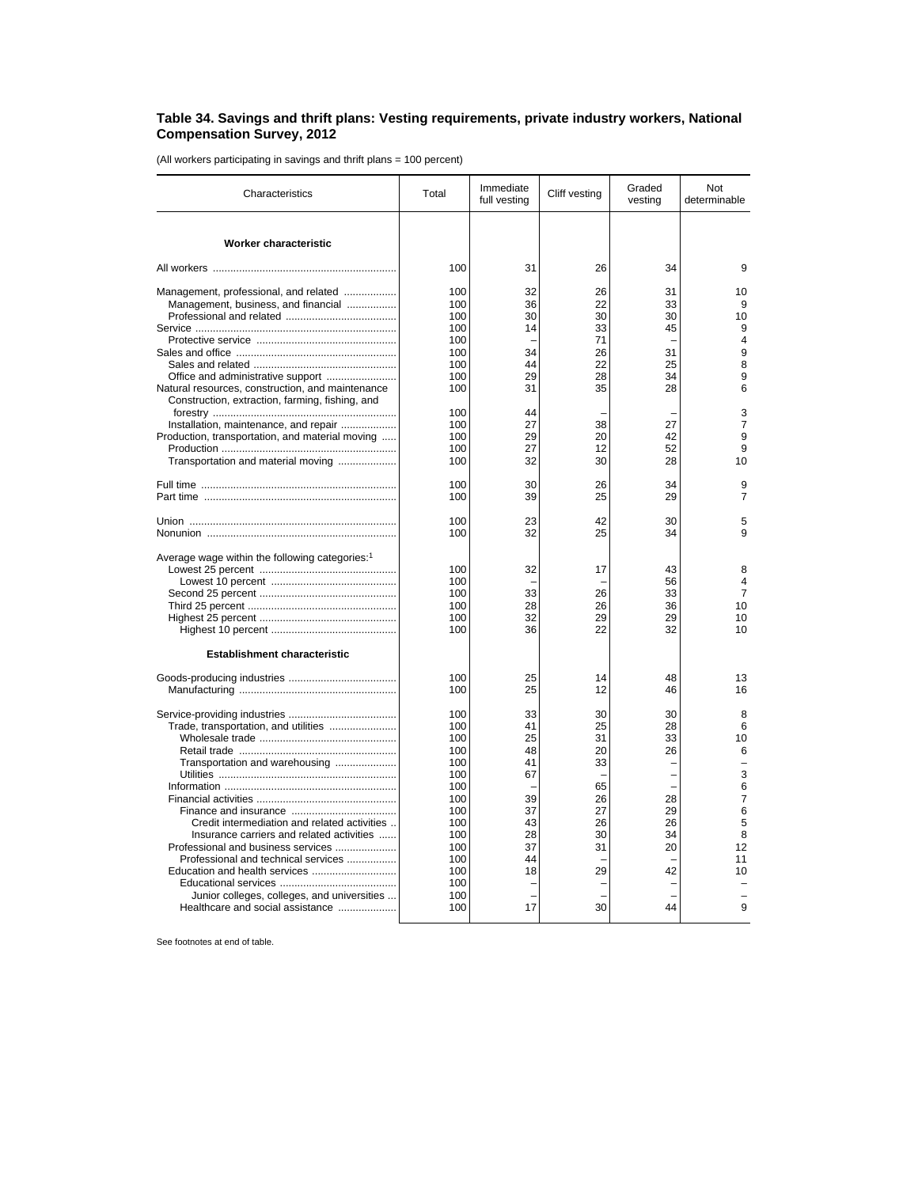## Table 34. Savings and thrift plans: Vesting requirements, private industry workers, National Compensation Survey, 2012

(All workers participating in savings and thrift plans = 100 percent)

| Characteristics | Total | Immediate full vesting | Cliff vesting | Graded vesting | Not determinable |
|---|---|---|---|---|---|
| **Worker characteristic** | | | | | |
| All workers | 100 | 31 | 26 | 34 | 9 |
| Management, professional, and related | 100 | 32 | 26 | 31 | 10 |
| Management, business, and financial | 100 | 36 | 22 | 33 | 9 |
| Professional and related | 100 | 30 | 30 | 30 | 10 |
| Service | 100 | 14 | 33 | 45 | 9 |
| Protective service | 100 | – | 71 | – | 4 |
| Sales and office | 100 | 34 | 26 | 31 | 9 |
| Sales and related | 100 | 44 | 22 | 25 | 8 |
| Office and administrative support | 100 | 29 | 28 | 34 | 9 |
| Natural resources, construction, and maintenance | 100 | 31 | 35 | 28 | 6 |
| Construction, extraction, farming, fishing, and forestry | 100 | 44 | – | – | 3 |
| Installation, maintenance, and repair | 100 | 27 | 38 | 27 | 7 |
| Production, transportation, and material moving | 100 | 29 | 20 | 42 | 9 |
| Production | 100 | 27 | 12 | 52 | 9 |
| Transportation and material moving | 100 | 32 | 30 | 28 | 10 |
| Full time | 100 | 30 | 26 | 34 | 9 |
| Part time | 100 | 39 | 25 | 29 | 7 |
| Union | 100 | 23 | 42 | 30 | 5 |
| Nonunion | 100 | 32 | 25 | 34 | 9 |
| Average wage within the following categories:[1] | | | | | |
| Lowest 25 percent | 100 | 32 | 17 | 43 | 8 |
| Lowest 10 percent | 100 | – | – | 56 | 4 |
| Second 25 percent | 100 | 33 | 26 | 33 | 7 |
| Third 25 percent | 100 | 28 | 26 | 36 | 10 |
| Highest 25 percent | 100 | 32 | 29 | 29 | 10 |
| Highest 10 percent | 100 | 36 | 22 | 32 | 10 |
| **Establishment characteristic** | | | | | |
| Goods-producing industries | 100 | 25 | 14 | 48 | 13 |
| Manufacturing | 100 | 25 | 12 | 46 | 16 |
| Service-providing industries | 100 | 33 | 30 | 30 | 8 |
| Trade, transportation, and utilities | 100 | 41 | 25 | 28 | 6 |
| Wholesale trade | 100 | 25 | 31 | 33 | 10 |
| Retail trade | 100 | 48 | 20 | 26 | 6 |
| Transportation and warehousing | 100 | 41 | 33 | – | – |
| Utilities | 100 | 67 | – | – | 3 |
| Information | 100 | – | 65 | – | 6 |
| Financial activities | 100 | 39 | 26 | 28 | 7 |
| Finance and insurance | 100 | 37 | 27 | 29 | 6 |
| Credit intermediation and related activities | 100 | 43 | 26 | 26 | 5 |
| Insurance carriers and related activities | 100 | 28 | 30 | 34 | 8 |
| Professional and business services | 100 | 37 | 31 | 20 | 12 |
| Professional and technical services | 100 | 44 | – | – | 11 |
| Education and health services | 100 | 18 | 29 | 42 | 10 |
| Educational services | 100 | – | – | – | – |
| Junior colleges, colleges, and universities | 100 | – | – | – | – |
| Healthcare and social assistance | 100 | 17 | 30 | 44 | 9 |

See footnotes at end of table.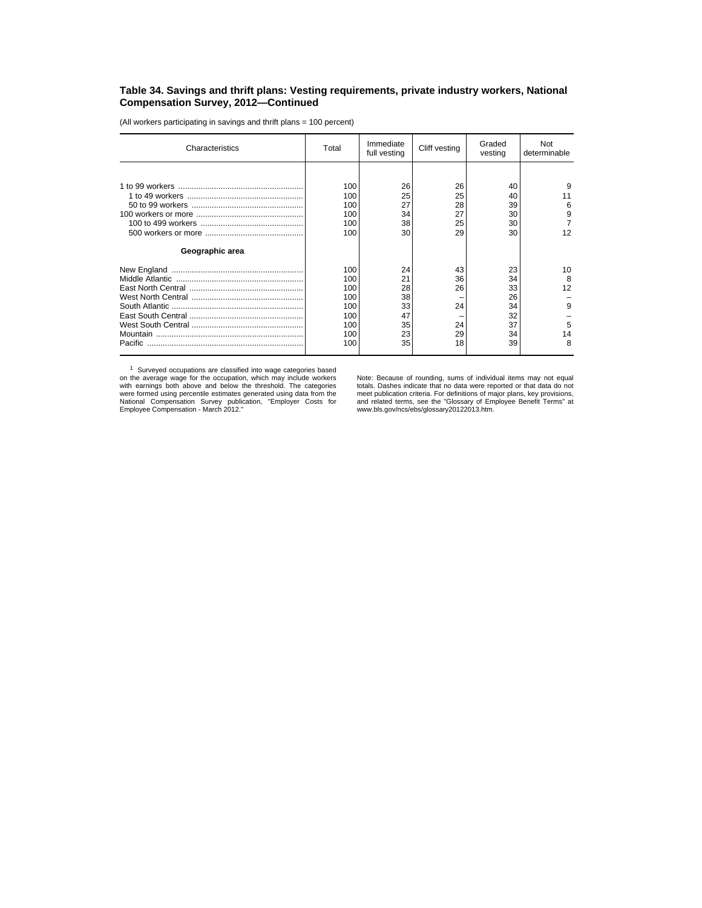## Table 34. Savings and thrift plans: Vesting requirements, private industry workers, National Compensation Survey, 2012—Continued

(All workers participating in savings and thrift plans = 100 percent)

| Characteristics | Total | Immediate full vesting | Cliff vesting | Graded vesting | Not determinable |
|---|---|---|---|---|---|
| 1 to 99 workers | 100 | 26 | 26 | 40 | 9 |
| 1 to 49 workers | 100 | 25 | 25 | 40 | 11 |
| 50 to 99 workers | 100 | 27 | 28 | 39 | 6 |
| 100 workers or more | 100 | 34 | 27 | 30 | 9 |
| 100 to 499 workers | 100 | 38 | 25 | 30 | 7 |
| 500 workers or more | 100 | 30 | 29 | 30 | 12 |
| **Geographic area** | | | | | |
| New England | 100 | 24 | 43 | 23 | 10 |
| Middle Atlantic | 100 | 21 | 36 | 34 | 8 |
| East North Central | 100 | 28 | 26 | 33 | 12 |
| West North Central | 100 | 38 | – | 26 | – |
| South Atlantic | 100 | 33 | 24 | 34 | 9 |
| East South Central | 100 | 47 | – | 32 | – |
| West South Central | 100 | 35 | 24 | 37 | 5 |
| Mountain | 100 | 23 | 29 | 34 | 14 |
| Pacific | 100 | 35 | 18 | 39 | 8 |

[1] Surveyed occupations are classified into wage categories based on the average wage for the occupation, which may include workers with earnings both above and below the threshold. The categories were formed using percentile estimates generated using data from the National Compensation Survey publication, "Employer Costs for Employee Compensation - March 2012."

Note: Because of rounding, sums of individual items may not equal totals. Dashes indicate that no data were reported or that data do not meet publication criteria. For definitions of major plans, key provisions, and related terms, see the "Glossary of Employee Benefit Terms" at www.bls.gov/ncs/ebs/glossary20122013.htm.